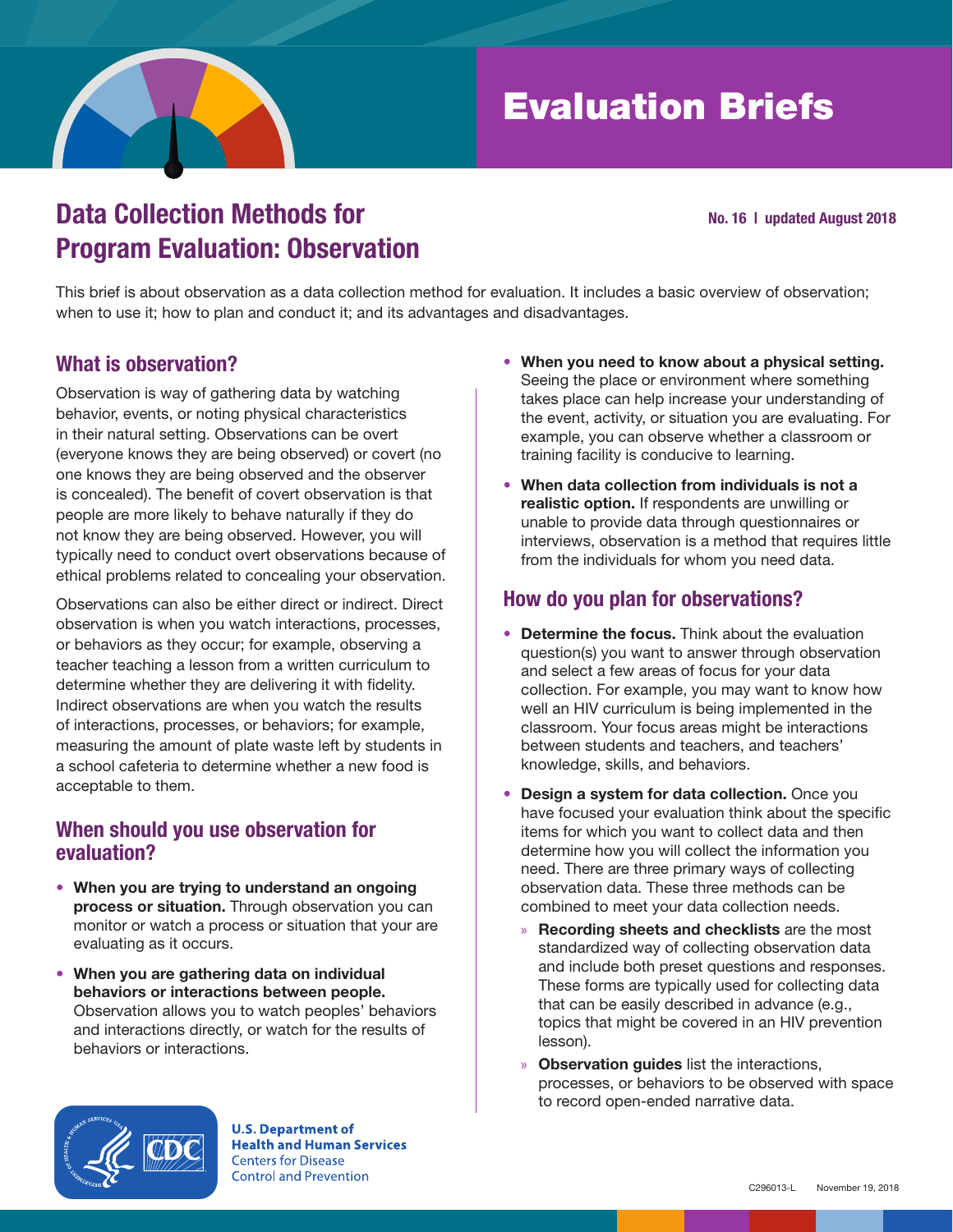# Evaluation Briefs

## Data Collection Methods for Program Evaluation: Observation

**No. 16 | updated August 2018**

This brief is about observation as a data collection method for evaluation. It includes a basic overview of observation; when to use it; how to plan and conduct it; and its advantages and disadvantages.

### What is observation?

Observation is way of gathering data by watching behavior, events, or noting physical characteristics in their natural setting. Observations can be overt (everyone knows they are being observed) or covert (no one knows they are being observed and the observer is concealed). The benefit of covert observation is that people are more likely to behave naturally if they do not know they are being observed. However, you will typically need to conduct overt observations because of ethical problems related to concealing your observation.

Observations can also be either direct or indirect. Direct observation is when you watch interactions, processes, or behaviors as they occur; for example, observing a teacher teaching a lesson from a written curriculum to determine whether they are delivering it with fidelity. Indirect observations are when you watch the results of interactions, processes, or behaviors; for example, measuring the amount of plate waste left by students in a school cafeteria to determine whether a new food is acceptable to them.

### When should you use observation for evaluation?

- **When you are trying to understand an ongoing process or situation.** Through observation you can monitor or watch a process or situation that your are evaluating as it occurs.
- **When you are gathering data on individual behaviors or interactions between people.** Observation allows you to watch peoples' behaviors and interactions directly, or watch for the results of behaviors or interactions.
- **When you need to know about a physical setting.** Seeing the place or environment where something takes place can help increase your understanding of the event, activity, or situation you are evaluating. For example, you can observe whether a classroom or training facility is conducive to learning.
- **When data collection from individuals is not a realistic option.** If respondents are unwilling or unable to provide data through questionnaires or interviews, observation is a method that requires little from the individuals for whom you need data.

### How do you plan for observations?

- **Determine the focus.** Think about the evaluation question(s) you want to answer through observation and select a few areas of focus for your data collection. For example, you may want to know how well an HIV curriculum is being implemented in the classroom. Your focus areas might be interactions between students and teachers, and teachers' knowledge, skills, and behaviors.
- **Design a system for data collection.** Once you have focused your evaluation think about the specific items for which you want to collect data and then determine how you will collect the information you need. There are three primary ways of collecting observation data. These three methods can be combined to meet your data collection needs.
  - **Recording sheets and checklists** are the most standardized way of collecting observation data and include both preset questions and responses. These forms are typically used for collecting data that can be easily described in advance (e.g., topics that might be covered in an HIV prevention lesson).
  - **Observation guides** list the interactions, processes, or behaviors to be observed with space to record open-ended narrative data.

U.S. Department of Health and Human Services
Centers for Disease Control and Prevention

C296013-L November 19, 2018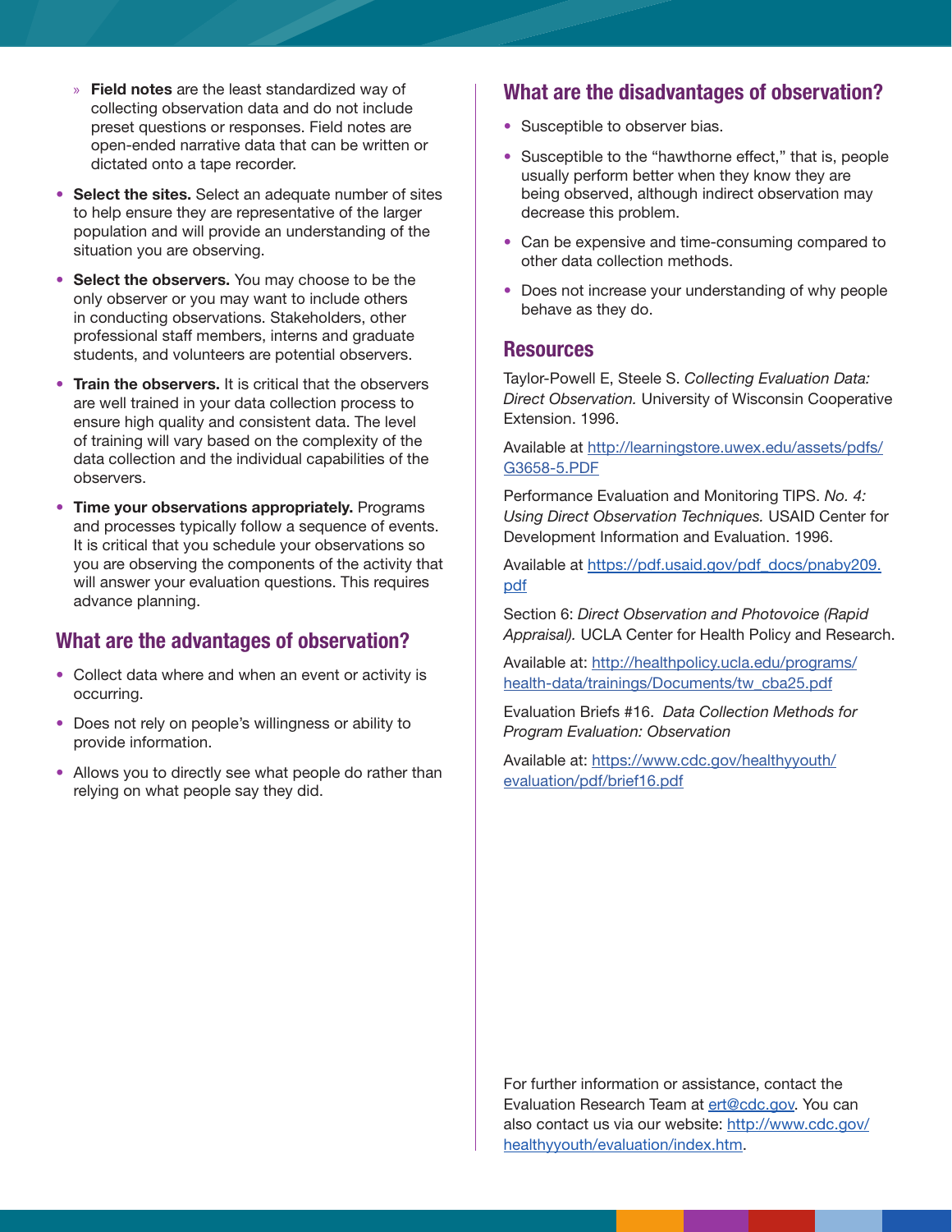- Field notes
  - » **Field notes** are the least standardized way of collecting observation data and do not include preset questions or responses. Field notes are open-ended narrative data that can be written or dictated onto a tape recorder.
- **Select the sites.** Select an adequate number of sites to help ensure they are representative of the larger population and will provide an understanding of the situation you are observing.
- **Select the observers.** You may choose to be the only observer or you may want to include others in conducting observations. Stakeholders, other professional staff members, interns and graduate students, and volunteers are potential observers.
- **Train the observers.** It is critical that the observers are well trained in your data collection process to ensure high quality and consistent data. The level of training will vary based on the complexity of the data collection and the individual capabilities of the observers.
- **Time your observations appropriately.** Programs and processes typically follow a sequence of events. It is critical that you schedule your observations so you are observing the components of the activity that will answer your evaluation questions. This requires advance planning.

## What are the advantages of observation?

- Collect data where and when an event or activity is occurring.
- Does not rely on people's willingness or ability to provide information.
- Allows you to directly see what people do rather than relying on what people say they did.

## What are the disadvantages of observation?

- Susceptible to observer bias.
- Susceptible to the "hawthorne effect," that is, people usually perform better when they know they are being observed, although indirect observation may decrease this problem.
- Can be expensive and time-consuming compared to other data collection methods.
- Does not increase your understanding of why people behave as they do.

## Resources

Taylor-Powell E, Steele S. *Collecting Evaluation Data: Direct Observation.* University of Wisconsin Cooperative Extension. 1996.

Available at http://learningstore.uwex.edu/assets/pdfs/G3658-5.PDF

Performance Evaluation and Monitoring TIPS. *No. 4: Using Direct Observation Techniques.* USAID Center for Development Information and Evaluation. 1996.

Available at https://pdf.usaid.gov/pdf_docs/pnaby209.pdf

Section 6: *Direct Observation and Photovoice (Rapid Appraisal).* UCLA Center for Health Policy and Research.

Available at: http://healthpolicy.ucla.edu/programs/health-data/trainings/Documents/tw_cba25.pdf

Evaluation Briefs #16. *Data Collection Methods for Program Evaluation: Observation*

Available at: https://www.cdc.gov/healthyyouth/evaluation/pdf/brief16.pdf

For further information or assistance, contact the Evaluation Research Team at ert@cdc.gov. You can also contact us via our website: http://www.cdc.gov/healthyyouth/evaluation/index.htm.